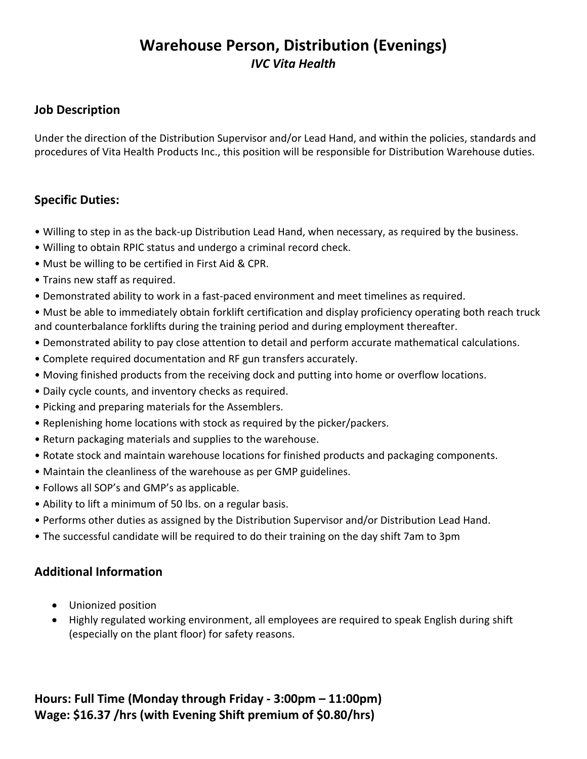# Warehouse Person, Distribution (Evenings)

***IVC Vita Health***

## Job Description

Under the direction of the Distribution Supervisor and/or Lead Hand, and within the policies, standards and procedures of Vita Health Products Inc., this position will be responsible for Distribution Warehouse duties.

## Specific Duties:

- Willing to step in as the back-up Distribution Lead Hand, when necessary, as required by the business.
- Willing to obtain RPIC status and undergo a criminal record check.
- Must be willing to be certified in First Aid & CPR.
- Trains new staff as required.
- Demonstrated ability to work in a fast-paced environment and meet timelines as required.
- Must be able to immediately obtain forklift certification and display proficiency operating both reach truck and counterbalance forklifts during the training period and during employment thereafter.
- Demonstrated ability to pay close attention to detail and perform accurate mathematical calculations.
- Complete required documentation and RF gun transfers accurately.
- Moving finished products from the receiving dock and putting into home or overflow locations.
- Daily cycle counts, and inventory checks as required.
- Picking and preparing materials for the Assemblers.
- Replenishing home locations with stock as required by the picker/packers.
- Return packaging materials and supplies to the warehouse.
- Rotate stock and maintain warehouse locations for finished products and packaging components.
- Maintain the cleanliness of the warehouse as per GMP guidelines.
- Follows all SOP's and GMP's as applicable.
- Ability to lift a minimum of 50 lbs. on a regular basis.
- Performs other duties as assigned by the Distribution Supervisor and/or Distribution Lead Hand.
- The successful candidate will be required to do their training on the day shift 7am to 3pm

## Additional Information

- Unionized position
- Highly regulated working environment, all employees are required to speak English during shift (especially on the plant floor) for safety reasons.

**Hours: Full Time (Monday through Friday - 3:00pm – 11:00pm)**
**Wage: $16.37 /hrs (with Evening Shift premium of $0.80/hrs)**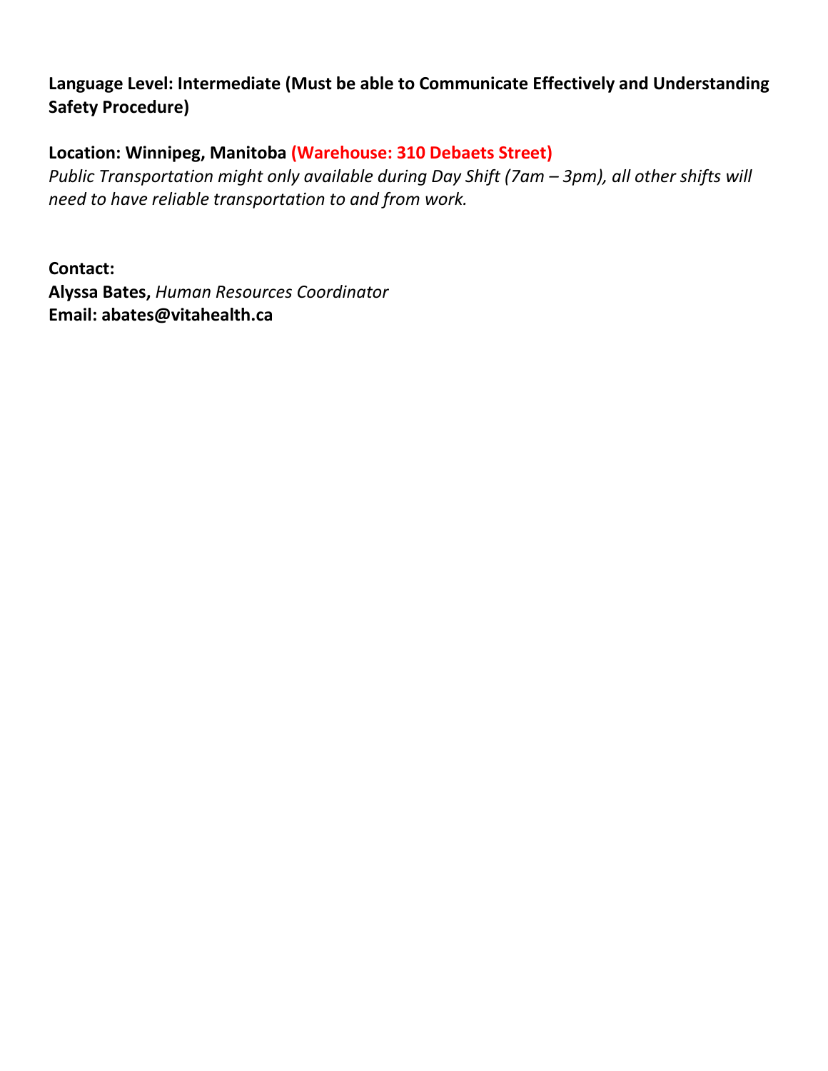**Language Level: Intermediate (Must be able to Communicate Effectively and Understanding Safety Procedure)**

**Location: Winnipeg, Manitoba (Warehouse: 310 Debaets Street)**
*Public Transportation might only available during Day Shift (7am – 3pm), all other shifts will need to have reliable transportation to and from work.*

**Contact:**
**Alyssa Bates,** *Human Resources Coordinator*
**Email: abates@vitahealth.ca**